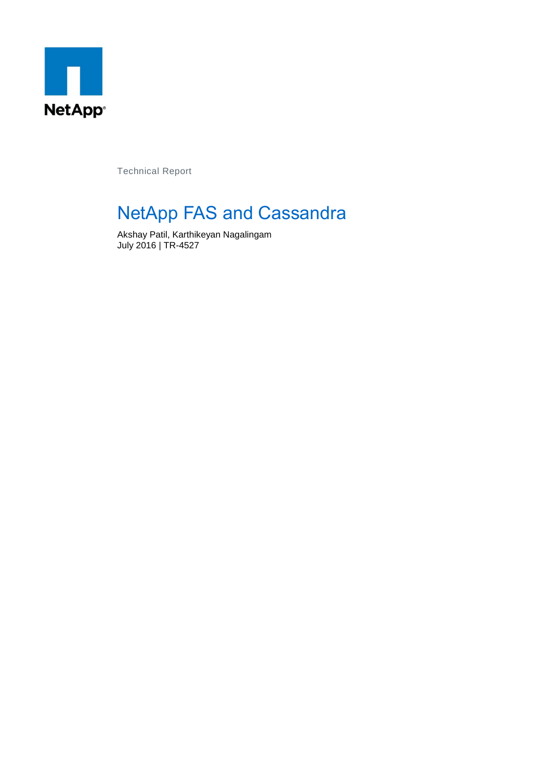NetApp

Technical Report

# NetApp FAS and Cassandra

Akshay Patil, Karthikeyan Nagalingam
July 2016 | TR-4527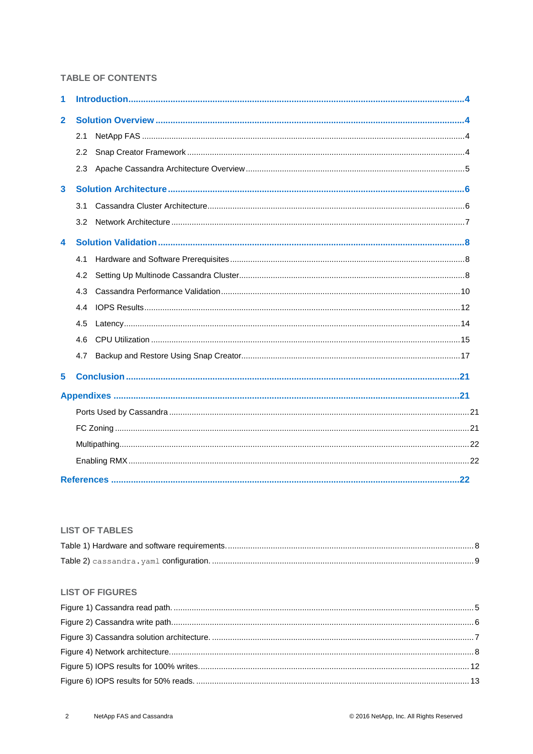## TABLE OF CONTENTS

1 Introduction ... 4

2 Solution Overview ... 4
- 2.1 NetApp FAS ... 4
- 2.2 Snap Creator Framework ... 4
- 2.3 Apache Cassandra Architecture Overview ... 5

3 Solution Architecture ... 6
- 3.1 Cassandra Cluster Architecture ... 6
- 3.2 Network Architecture ... 7

4 Solution Validation ... 8
- 4.1 Hardware and Software Prerequisites ... 8
- 4.2 Setting Up Multinode Cassandra Cluster ... 8
- 4.3 Cassandra Performance Validation ... 10
- 4.4 IOPS Results ... 12
- 4.5 Latency ... 14
- 4.6 CPU Utilization ... 15
- 4.7 Backup and Restore Using Snap Creator ... 17

5 Conclusion ... 21

Appendixes ... 21
- Ports Used by Cassandra ... 21
- FC Zoning ... 21
- Multipathing ... 22
- Enabling RMX ... 22

References ... 22

## LIST OF TABLES

Table 1) Hardware and software requirements. ... 8

Table 2) `cassandra.yaml` configuration. ... 9

## LIST OF FIGURES

Figure 1) Cassandra read path. ... 5

Figure 2) Cassandra write path. ... 6

Figure 3) Cassandra solution architecture. ... 7

Figure 4) Network architecture. ... 8

Figure 5) IOPS results for 100% writes. ... 12

Figure 6) IOPS results for 50% reads. ... 13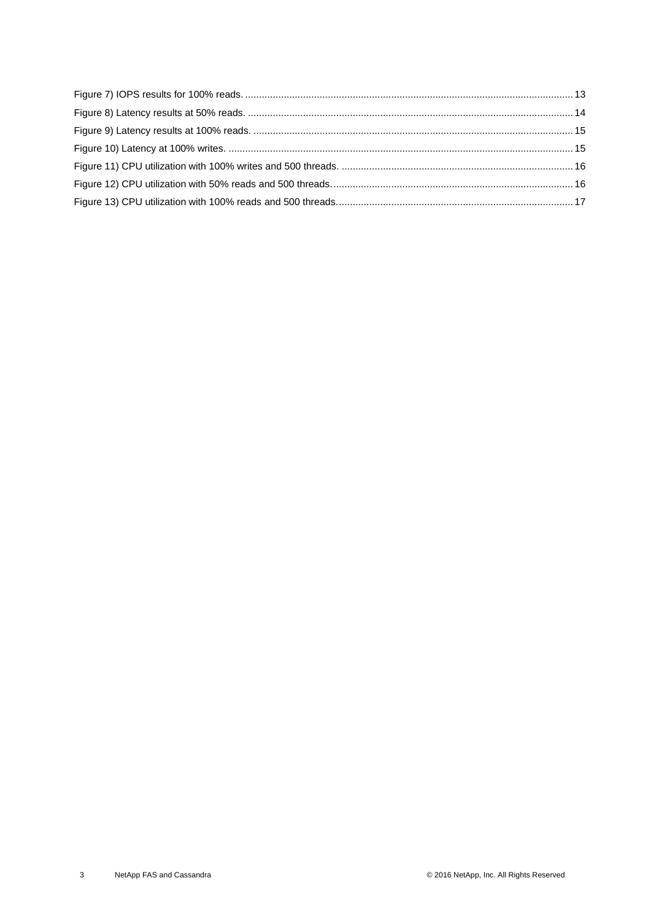Figure 7) IOPS results for 100% reads. .................................................................................................................... 13

Figure 8) Latency results at 50% reads. .................................................................................................................... 14

Figure 9) Latency results at 100% reads. .................................................................................................................. 15

Figure 10) Latency at 100% writes. ........................................................................................................................... 15

Figure 11) CPU utilization with 100% writes and 500 threads. .................................................................................. 16

Figure 12) CPU utilization with 50% reads and 500 threads. ..................................................................................... 16

Figure 13) CPU utilization with 100% reads and 500 threads. ................................................................................... 17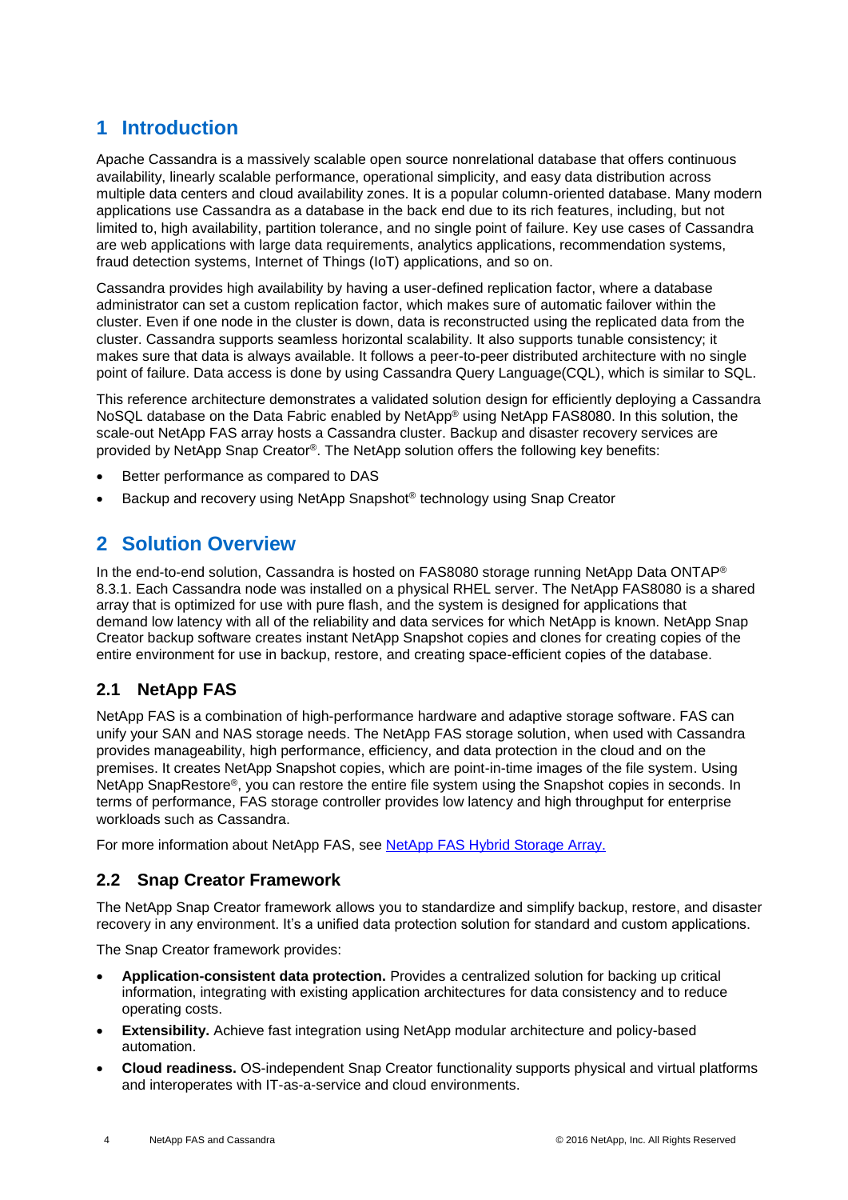# 1 Introduction

Apache Cassandra is a massively scalable open source nonrelational database that offers continuous availability, linearly scalable performance, operational simplicity, and easy data distribution across multiple data centers and cloud availability zones. It is a popular column-oriented database. Many modern applications use Cassandra as a database in the back end due to its rich features, including, but not limited to, high availability, partition tolerance, and no single point of failure. Key use cases of Cassandra are web applications with large data requirements, analytics applications, recommendation systems, fraud detection systems, Internet of Things (IoT) applications, and so on.

Cassandra provides high availability by having a user-defined replication factor, where a database administrator can set a custom replication factor, which makes sure of automatic failover within the cluster. Even if one node in the cluster is down, data is reconstructed using the replicated data from the cluster. Cassandra supports seamless horizontal scalability. It also supports tunable consistency; it makes sure that data is always available. It follows a peer-to-peer distributed architecture with no single point of failure. Data access is done by using Cassandra Query Language(CQL), which is similar to SQL.

This reference architecture demonstrates a validated solution design for efficiently deploying a Cassandra NoSQL database on the Data Fabric enabled by NetApp® using NetApp FAS8080. In this solution, the scale-out NetApp FAS array hosts a Cassandra cluster. Backup and disaster recovery services are provided by NetApp Snap Creator®. The NetApp solution offers the following key benefits:

- Better performance as compared to DAS
- Backup and recovery using NetApp Snapshot® technology using Snap Creator

# 2 Solution Overview

In the end-to-end solution, Cassandra is hosted on FAS8080 storage running NetApp Data ONTAP® 8.3.1. Each Cassandra node was installed on a physical RHEL server. The NetApp FAS8080 is a shared array that is optimized for use with pure flash, and the system is designed for applications that demand low latency with all of the reliability and data services for which NetApp is known. NetApp Snap Creator backup software creates instant NetApp Snapshot copies and clones for creating copies of the entire environment for use in backup, restore, and creating space-efficient copies of the database.

## 2.1 NetApp FAS

NetApp FAS is a combination of high-performance hardware and adaptive storage software. FAS can unify your SAN and NAS storage needs. The NetApp FAS storage solution, when used with Cassandra provides manageability, high performance, efficiency, and data protection in the cloud and on the premises. It creates NetApp Snapshot copies, which are point-in-time images of the file system. Using NetApp SnapRestore®, you can restore the entire file system using the Snapshot copies in seconds. In terms of performance, FAS storage controller provides low latency and high throughput for enterprise workloads such as Cassandra.

For more information about NetApp FAS, see NetApp FAS Hybrid Storage Array.

## 2.2 Snap Creator Framework

The NetApp Snap Creator framework allows you to standardize and simplify backup, restore, and disaster recovery in any environment. It's a unified data protection solution for standard and custom applications.

The Snap Creator framework provides:

- **Application-consistent data protection.** Provides a centralized solution for backing up critical information, integrating with existing application architectures for data consistency and to reduce operating costs.
- **Extensibility.** Achieve fast integration using NetApp modular architecture and policy-based automation.
- **Cloud readiness.** OS-independent Snap Creator functionality supports physical and virtual platforms and interoperates with IT-as-a-service and cloud environments.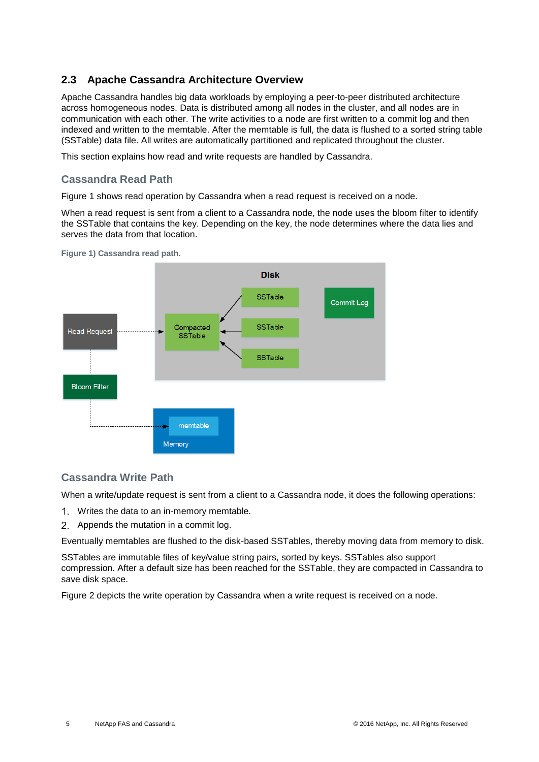## 2.3 Apache Cassandra Architecture Overview

Apache Cassandra handles big data workloads by employing a peer-to-peer distributed architecture across homogeneous nodes. Data is distributed among all nodes in the cluster, and all nodes are in communication with each other. The write activities to a node are first written to a commit log and then indexed and written to the memtable. After the memtable is full, the data is flushed to a sorted string table (SSTable) data file. All writes are automatically partitioned and replicated throughout the cluster.

This section explains how read and write requests are handled by Cassandra.

### Cassandra Read Path

Figure 1 shows read operation by Cassandra when a read request is received on a node.

When a read request is sent from a client to a Cassandra node, the node uses the bloom filter to identify the SSTable that contains the key. Depending on the key, the node determines where the data lies and serves the data from that location.

**Figure 1) Cassandra read path.**

### Cassandra Write Path

When a write/update request is sent from a client to a Cassandra node, it does the following operations:

1. Writes the data to an in-memory memtable.
2. Appends the mutation in a commit log.

Eventually memtables are flushed to the disk-based SSTables, thereby moving data from memory to disk.

SSTables are immutable files of key/value string pairs, sorted by keys. SSTables also support compression. After a default size has been reached for the SSTable, they are compacted in Cassandra to save disk space.

Figure 2 depicts the write operation by Cassandra when a write request is received on a node.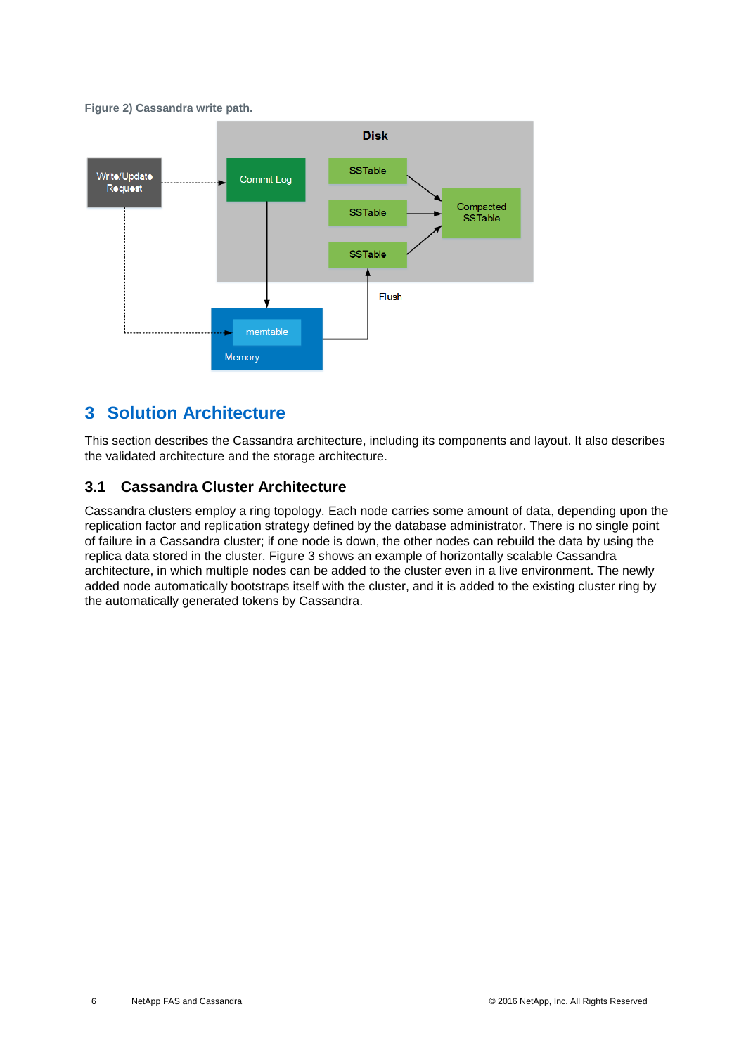**Figure 2) Cassandra write path.**

## 3 Solution Architecture

This section describes the Cassandra architecture, including its components and layout. It also describes the validated architecture and the storage architecture.

### 3.1 Cassandra Cluster Architecture

Cassandra clusters employ a ring topology. Each node carries some amount of data, depending upon the replication factor and replication strategy defined by the database administrator. There is no single point of failure in a Cassandra cluster; if one node is down, the other nodes can rebuild the data by using the replica data stored in the cluster. Figure 3 shows an example of horizontally scalable Cassandra architecture, in which multiple nodes can be added to the cluster even in a live environment. The newly added node automatically bootstraps itself with the cluster, and it is added to the existing cluster ring by the automatically generated tokens by Cassandra.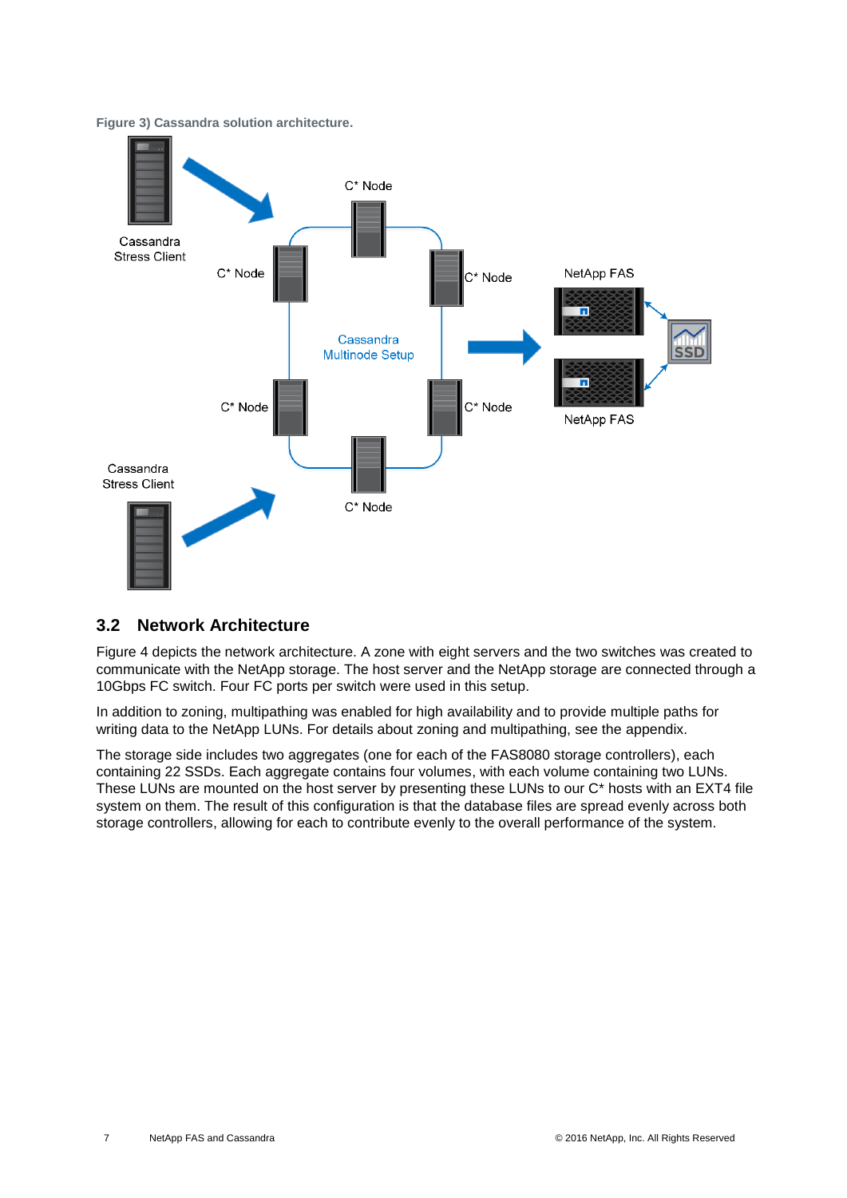**Figure 3) Cassandra solution architecture.**

## 3.2 Network Architecture

Figure 4 depicts the network architecture. A zone with eight servers and the two switches was created to communicate with the NetApp storage. The host server and the NetApp storage are connected through a 10Gbps FC switch. Four FC ports per switch were used in this setup.

In addition to zoning, multipathing was enabled for high availability and to provide multiple paths for writing data to the NetApp LUNs. For details about zoning and multipathing, see the appendix.

The storage side includes two aggregates (one for each of the FAS8080 storage controllers), each containing 22 SSDs. Each aggregate contains four volumes, with each volume containing two LUNs. These LUNs are mounted on the host server by presenting these LUNs to our C* hosts with an EXT4 file system on them. The result of this configuration is that the database files are spread evenly across both storage controllers, allowing for each to contribute evenly to the overall performance of the system.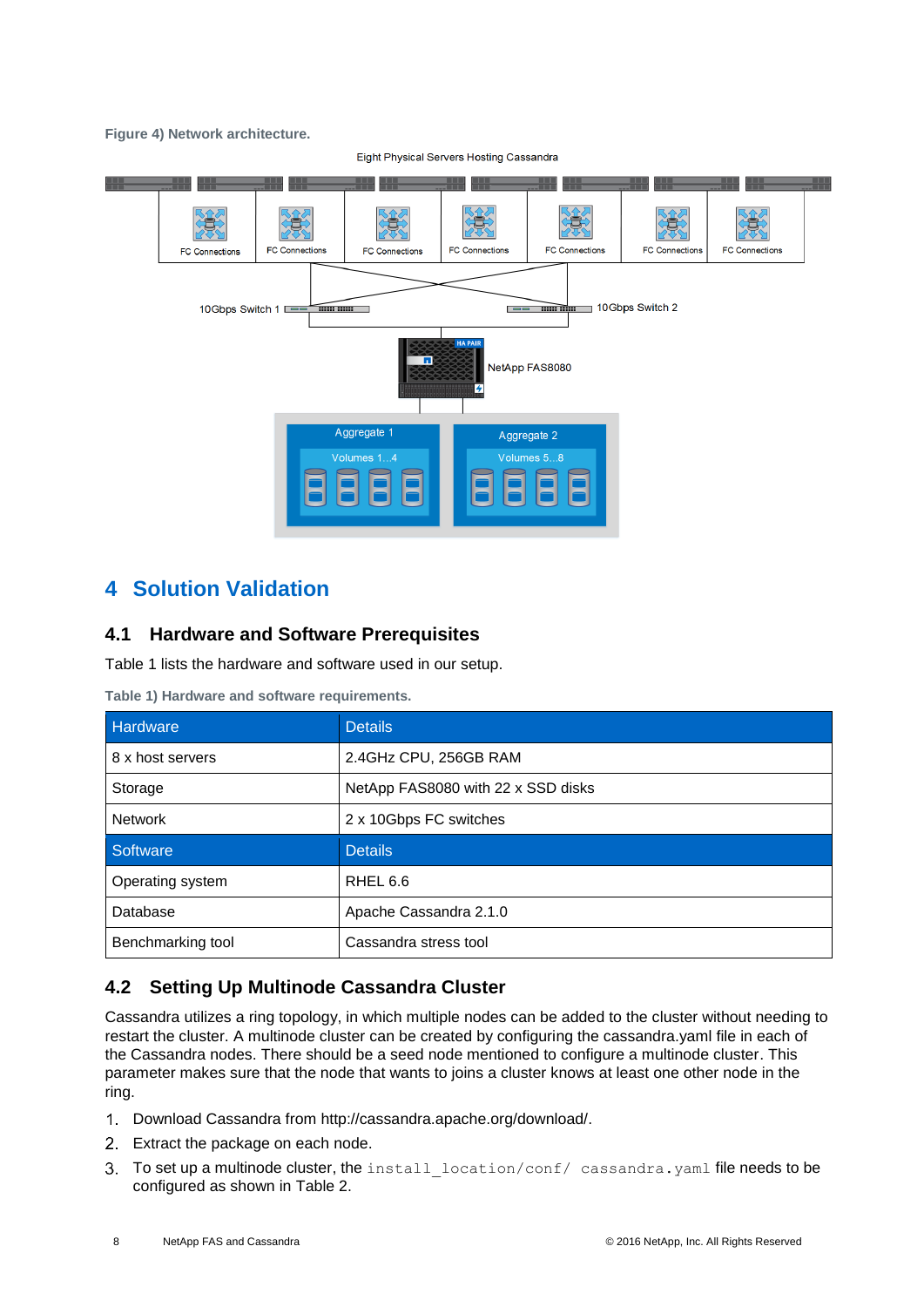**Figure 4) Network architecture.**

## 4 Solution Validation

### 4.1 Hardware and Software Prerequisites

Table 1 lists the hardware and software used in our setup.

**Table 1) Hardware and software requirements.**

| Hardware | Details |
| --- | --- |
| 8 x host servers | 2.4GHz CPU, 256GB RAM |
| Storage | NetApp FAS8080 with 22 x SSD disks |
| Network | 2 x 10Gbps FC switches |
| **Software** | **Details** |
| Operating system | RHEL 6.6 |
| Database | Apache Cassandra 2.1.0 |
| Benchmarking tool | Cassandra stress tool |

### 4.2 Setting Up Multinode Cassandra Cluster

Cassandra utilizes a ring topology, in which multiple nodes can be added to the cluster without needing to restart the cluster. A multinode cluster can be created by configuring the cassandra.yaml file in each of the Cassandra nodes. There should be a seed node mentioned to configure a multinode cluster. This parameter makes sure that the node that wants to joins a cluster knows at least one other node in the ring.

1. Download Cassandra from http://cassandra.apache.org/download/.
2. Extract the package on each node.
3. To set up a multinode cluster, the `install_location/conf/ cassandra.yaml` file needs to be configured as shown in Table 2.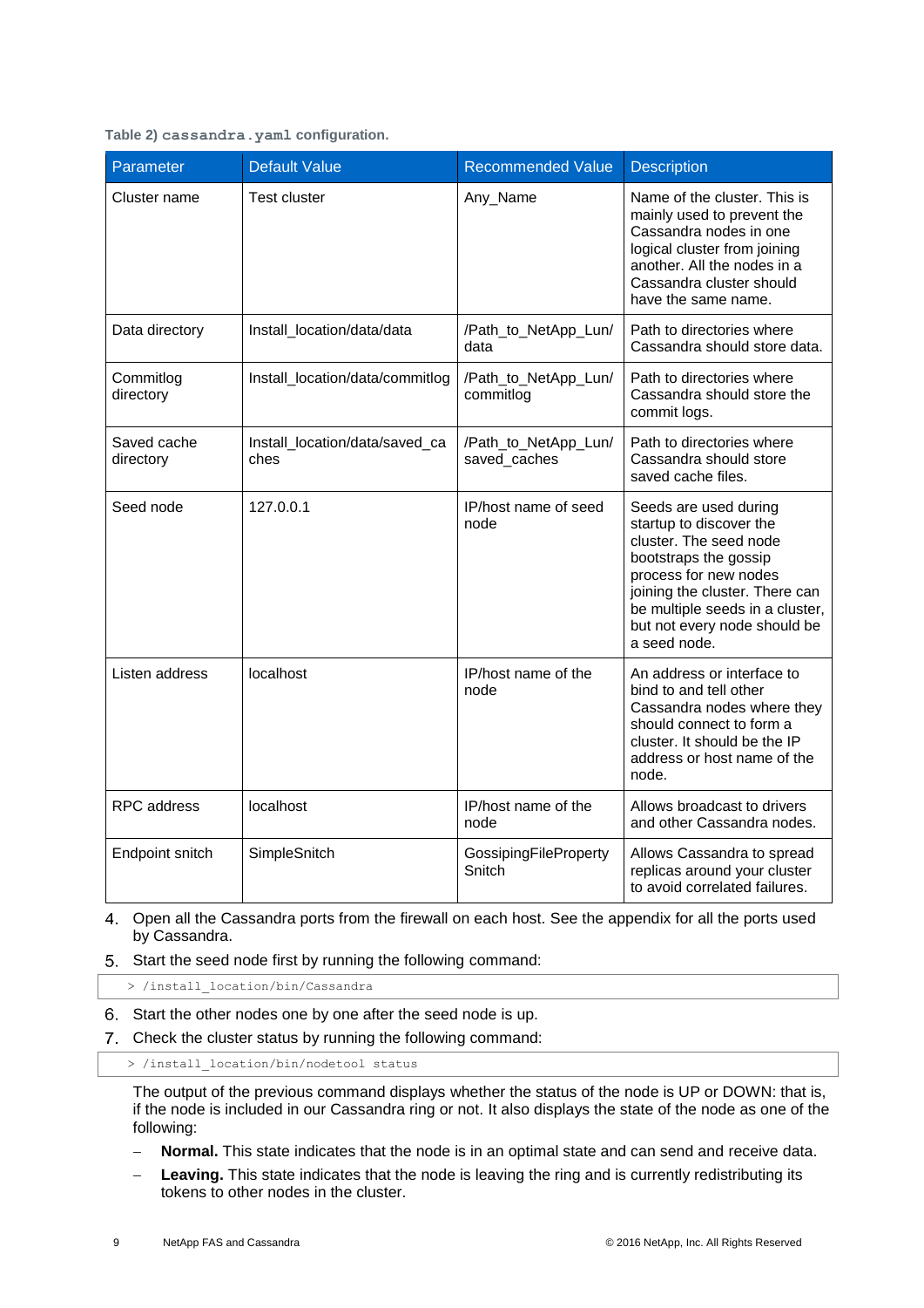Table 2) `cassandra.yaml` configuration.

| Parameter | Default Value | Recommended Value | Description |
| --- | --- | --- | --- |
| Cluster name | Test cluster | Any_Name | Name of the cluster. This is mainly used to prevent the Cassandra nodes in one logical cluster from joining another. All the nodes in a Cassandra cluster should have the same name. |
| Data directory | Install_location/data/data | /Path_to_NetApp_Lun/data | Path to directories where Cassandra should store data. |
| Commitlog directory | Install_location/data/commitlog | /Path_to_NetApp_Lun/commitlog | Path to directories where Cassandra should store the commit logs. |
| Saved cache directory | Install_location/data/saved_caches | /Path_to_NetApp_Lun/saved_caches | Path to directories where Cassandra should store saved cache files. |
| Seed node | 127.0.0.1 | IP/host name of seed node | Seeds are used during startup to discover the cluster. The seed node bootstraps the gossip process for new nodes joining the cluster. There can be multiple seeds in a cluster, but not every node should be a seed node. |
| Listen address | localhost | IP/host name of the node | An address or interface to bind to and tell other Cassandra nodes where they should connect to form a cluster. It should be the IP address or host name of the node. |
| RPC address | localhost | IP/host name of the node | Allows broadcast to drivers and other Cassandra nodes. |
| Endpoint snitch | SimpleSnitch | GossipingFilePropertySnitch | Allows Cassandra to spread replicas around your cluster to avoid correlated failures. |

4. Open all the Cassandra ports from the firewall on each host. See the appendix for all the ports used by Cassandra.
5. Start the seed node first by running the following command:

```
> /install_location/bin/Cassandra
```

6. Start the other nodes one by one after the seed node is up.
7. Check the cluster status by running the following command:

```
> /install_location/bin/nodetool status
```

The output of the previous command displays whether the status of the node is UP or DOWN: that is, if the node is included in our Cassandra ring or not. It also displays the state of the node as one of the following:

- **Normal.** This state indicates that the node is in an optimal state and can send and receive data.
- **Leaving.** This state indicates that the node is leaving the ring and is currently redistributing its tokens to other nodes in the cluster.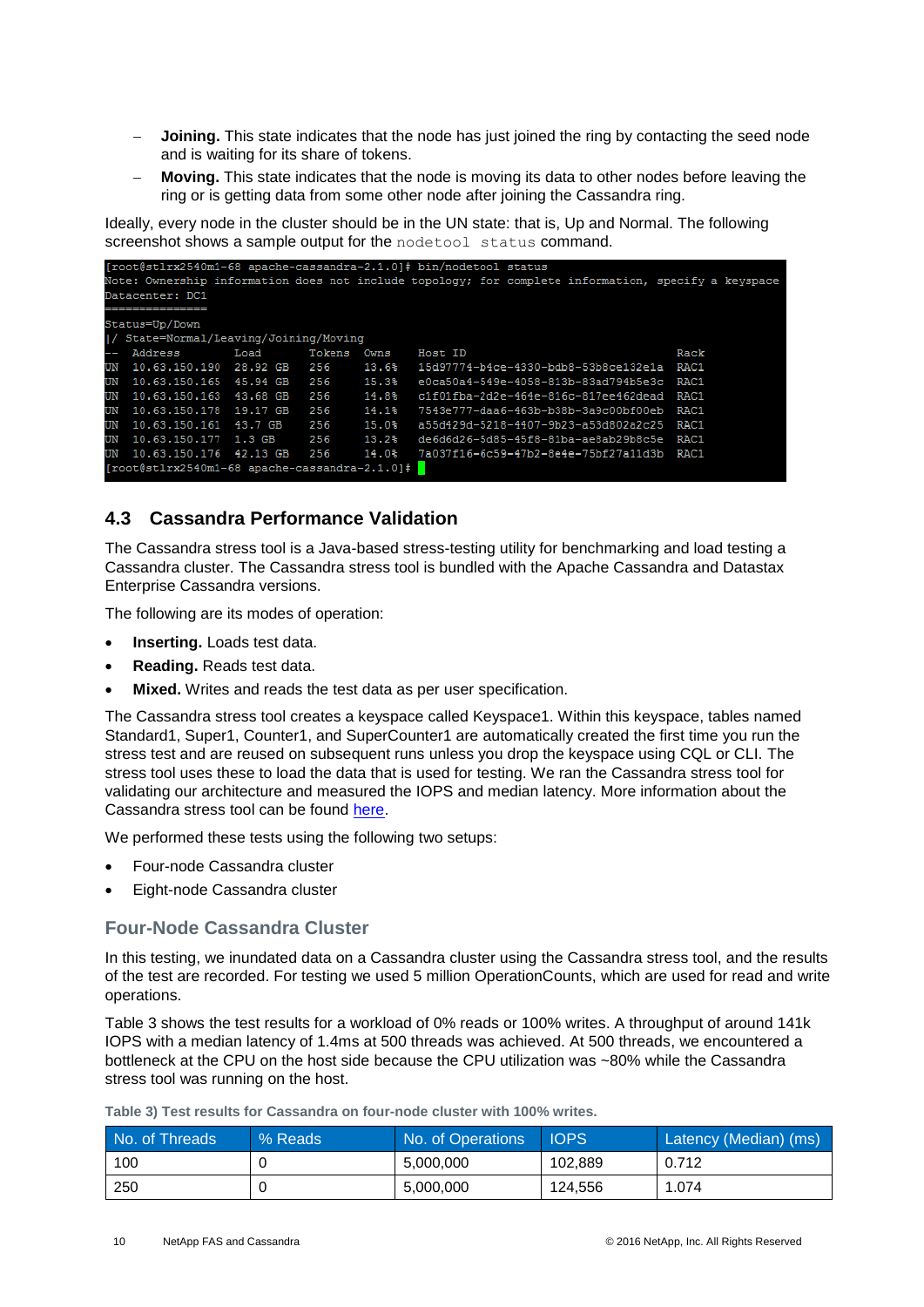- **Joining.** This state indicates that the node has just joined the ring by contacting the seed node and is waiting for its share of tokens.
- **Moving.** This state indicates that the node is moving its data to other nodes before leaving the ring or is getting data from some other node after joining the Cassandra ring.

Ideally, every node in the cluster should be in the UN state: that is, Up and Normal. The following screenshot shows a sample output for the `nodetool status` command.

```
[root@stlrx2540m1-68 apache-cassandra-2.1.0]# bin/nodetool status
Note: Ownership information does not include topology; for complete information, specify a keyspace
Datacenter: DC1
===============
Status=Up/Down
|/ State=Normal/Leaving/Joining/Moving
--  Address         Load       Tokens  Owns    Host ID                               Rack
UN  10.63.150.190   28.92 GB   256     13.6%   15d97774-b4ce-4330-bdb8-53b8ce132e1a  RAC1
UN  10.63.150.165   45.94 GB   256     15.3%   e0ca50a4-549e-4058-813b-83ad794b5e3c  RAC1
UN  10.63.150.163   43.68 GB   256     14.8%   c1f01fba-2d2e-464e-816c-817ee462dead  RAC1
UN  10.63.150.178   19.17 GB   256     14.1%   7543e777-daa6-463b-b38b-3a9c00bf00eb  RAC1
UN  10.63.150.161   43.7 GB    256     15.0%   a55d429d-5218-4407-9b23-a53d802a2c25  RAC1
UN  10.63.150.177   1.3 GB     256     13.2%   de6d6d26-5d85-45f8-81ba-ae8ab29b8c5e  RAC1
UN  10.63.150.176   42.13 GB   256     14.0%   7a037f16-6c59-47b2-8e4e-75bf27a11d3b  RAC1
[root@stlrx2540m1-68 apache-cassandra-2.1.0]#
```

## 4.3 Cassandra Performance Validation

The Cassandra stress tool is a Java-based stress-testing utility for benchmarking and load testing a Cassandra cluster. The Cassandra stress tool is bundled with the Apache Cassandra and Datastax Enterprise Cassandra versions.

The following are its modes of operation:

- **Inserting.** Loads test data.
- **Reading.** Reads test data.
- **Mixed.** Writes and reads the test data as per user specification.

The Cassandra stress tool creates a keyspace called Keyspace1. Within this keyspace, tables named Standard1, Super1, Counter1, and SuperCounter1 are automatically created the first time you run the stress test and are reused on subsequent runs unless you drop the keyspace using CQL or CLI. The stress tool uses these to load the data that is used for testing. We ran the Cassandra stress tool for validating our architecture and measured the IOPS and median latency. More information about the Cassandra stress tool can be found here.

We performed these tests using the following two setups:

- Four-node Cassandra cluster
- Eight-node Cassandra cluster

### Four-Node Cassandra Cluster

In this testing, we inundated data on a Cassandra cluster using the Cassandra stress tool, and the results of the test are recorded. For testing we used 5 million OperationCounts, which are used for read and write operations.

Table 3 shows the test results for a workload of 0% reads or 100% writes. A throughput of around 141k IOPS with a median latency of 1.4ms at 500 threads was achieved. At 500 threads, we encountered a bottleneck at the CPU on the host side because the CPU utilization was ~80% while the Cassandra stress tool was running on the host.

**Table 3) Test results for Cassandra on four-node cluster with 100% writes.**

| No. of Threads | % Reads | No. of Operations | IOPS | Latency (Median) (ms) |
|---|---|---|---|---|
| 100 | 0 | 5,000,000 | 102,889 | 0.712 |
| 250 | 0 | 5,000,000 | 124,556 | 1.074 |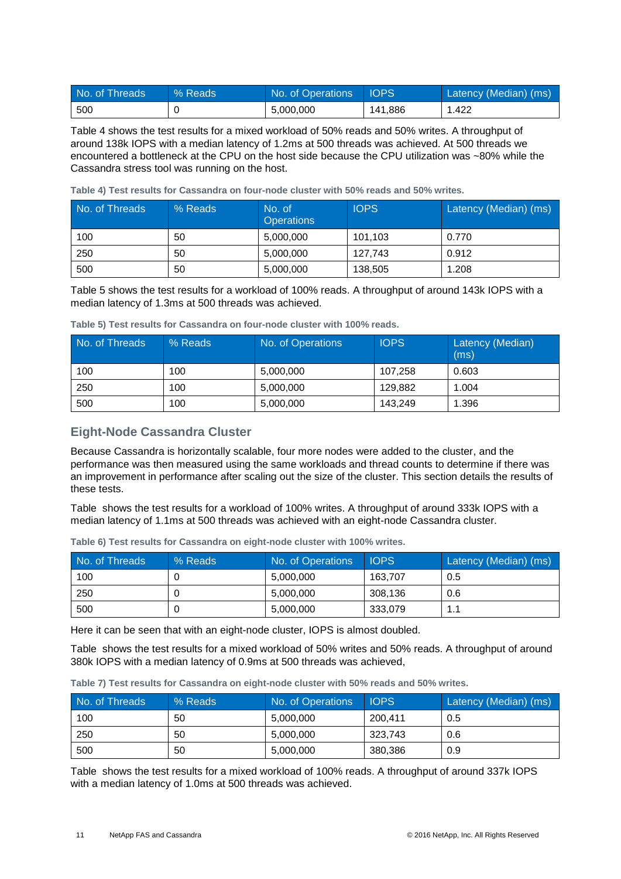| No. of Threads | % Reads | No. of Operations | IOPS | Latency (Median) (ms) |
|---|---|---|---|---|
| 500 | 0 | 5,000,000 | 141,886 | 1.422 |

Table 4 shows the test results for a mixed workload of 50% reads and 50% writes. A throughput of around 138k IOPS with a median latency of 1.2ms at 500 threads was achieved. At 500 threads we encountered a bottleneck at the CPU on the host side because the CPU utilization was ~80% while the Cassandra stress tool was running on the host.

**Table 4) Test results for Cassandra on four-node cluster with 50% reads and 50% writes.**

| No. of Threads | % Reads | No. of Operations | IOPS | Latency (Median) (ms) |
|---|---|---|---|---|
| 100 | 50 | 5,000,000 | 101,103 | 0.770 |
| 250 | 50 | 5,000,000 | 127,743 | 0.912 |
| 500 | 50 | 5,000,000 | 138,505 | 1.208 |

Table 5 shows the test results for a workload of 100% reads. A throughput of around 143k IOPS with a median latency of 1.3ms at 500 threads was achieved.

**Table 5) Test results for Cassandra on four-node cluster with 100% reads.**

| No. of Threads | % Reads | No. of Operations | IOPS | Latency (Median) (ms) |
|---|---|---|---|---|
| 100 | 100 | 5,000,000 | 107,258 | 0.603 |
| 250 | 100 | 5,000,000 | 129,882 | 1.004 |
| 500 | 100 | 5,000,000 | 143,249 | 1.396 |

## Eight-Node Cassandra Cluster

Because Cassandra is horizontally scalable, four more nodes were added to the cluster, and the performance was then measured using the same workloads and thread counts to determine if there was an improvement in performance after scaling out the size of the cluster. This section details the results of these tests.

Table  shows the test results for a workload of 100% writes. A throughput of around 333k IOPS with a median latency of 1.1ms at 500 threads was achieved with an eight-node Cassandra cluster.

**Table 6) Test results for Cassandra on eight-node cluster with 100% writes.**

| No. of Threads | % Reads | No. of Operations | IOPS | Latency (Median) (ms) |
|---|---|---|---|---|
| 100 | 0 | 5,000,000 | 163,707 | 0.5 |
| 250 | 0 | 5,000,000 | 308,136 | 0.6 |
| 500 | 0 | 5,000,000 | 333,079 | 1.1 |

Here it can be seen that with an eight-node cluster, IOPS is almost doubled.

Table  shows the test results for a mixed workload of 50% writes and 50% reads. A throughput of around 380k IOPS with a median latency of 0.9ms at 500 threads was achieved,

**Table 7) Test results for Cassandra on eight-node cluster with 50% reads and 50% writes.**

| No. of Threads | % Reads | No. of Operations | IOPS | Latency (Median) (ms) |
|---|---|---|---|---|
| 100 | 50 | 5,000,000 | 200,411 | 0.5 |
| 250 | 50 | 5,000,000 | 323,743 | 0.6 |
| 500 | 50 | 5,000,000 | 380,386 | 0.9 |

Table  shows the test results for a mixed workload of 100% reads. A throughput of around 337k IOPS with a median latency of 1.0ms at 500 threads was achieved.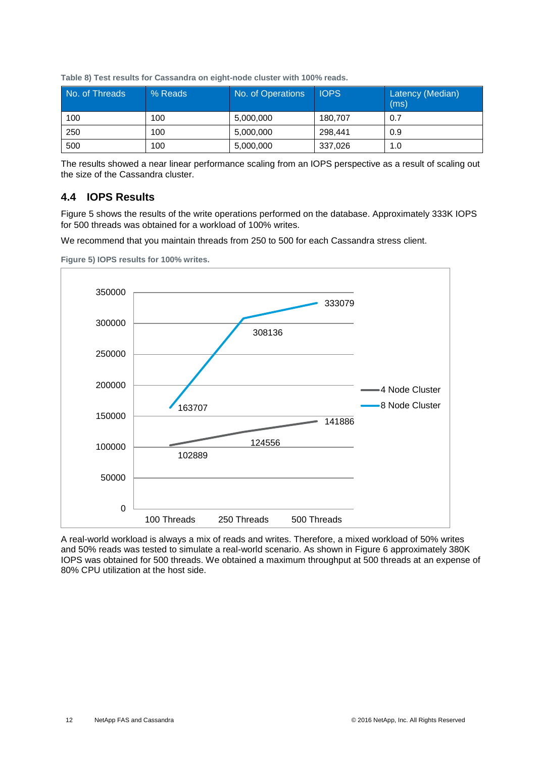Table 8) Test results for Cassandra on eight-node cluster with 100% reads.

| No. of Threads | % Reads | No. of Operations | IOPS | Latency (Median) (ms) |
|---|---|---|---|---|
| 100 | 100 | 5,000,000 | 180,707 | 0.7 |
| 250 | 100 | 5,000,000 | 298,441 | 0.9 |
| 500 | 100 | 5,000,000 | 337,026 | 1.0 |

The results showed a near linear performance scaling from an IOPS perspective as a result of scaling out the size of the Cassandra cluster.

## 4.4 IOPS Results

Figure 5 shows the results of the write operations performed on the database. Approximately 333K IOPS for 500 threads was obtained for a workload of 100% writes.

We recommend that you maintain threads from 250 to 500 for each Cassandra stress client.

Figure 5) IOPS results for 100% writes.

| | 100 Threads | 250 Threads | 500 Threads |
|---|---|---|---|
| 4 Node Cluster | 102889 | 124556 | 141886 |
| 8 Node Cluster | 163707 | 308136 | 333079 |

A real-world workload is always a mix of reads and writes. Therefore, a mixed workload of 50% writes and 50% reads was tested to simulate a real-world scenario. As shown in Figure 6 approximately 380K IOPS was obtained for 500 threads. We obtained a maximum throughput at 500 threads at an expense of 80% CPU utilization at the host side.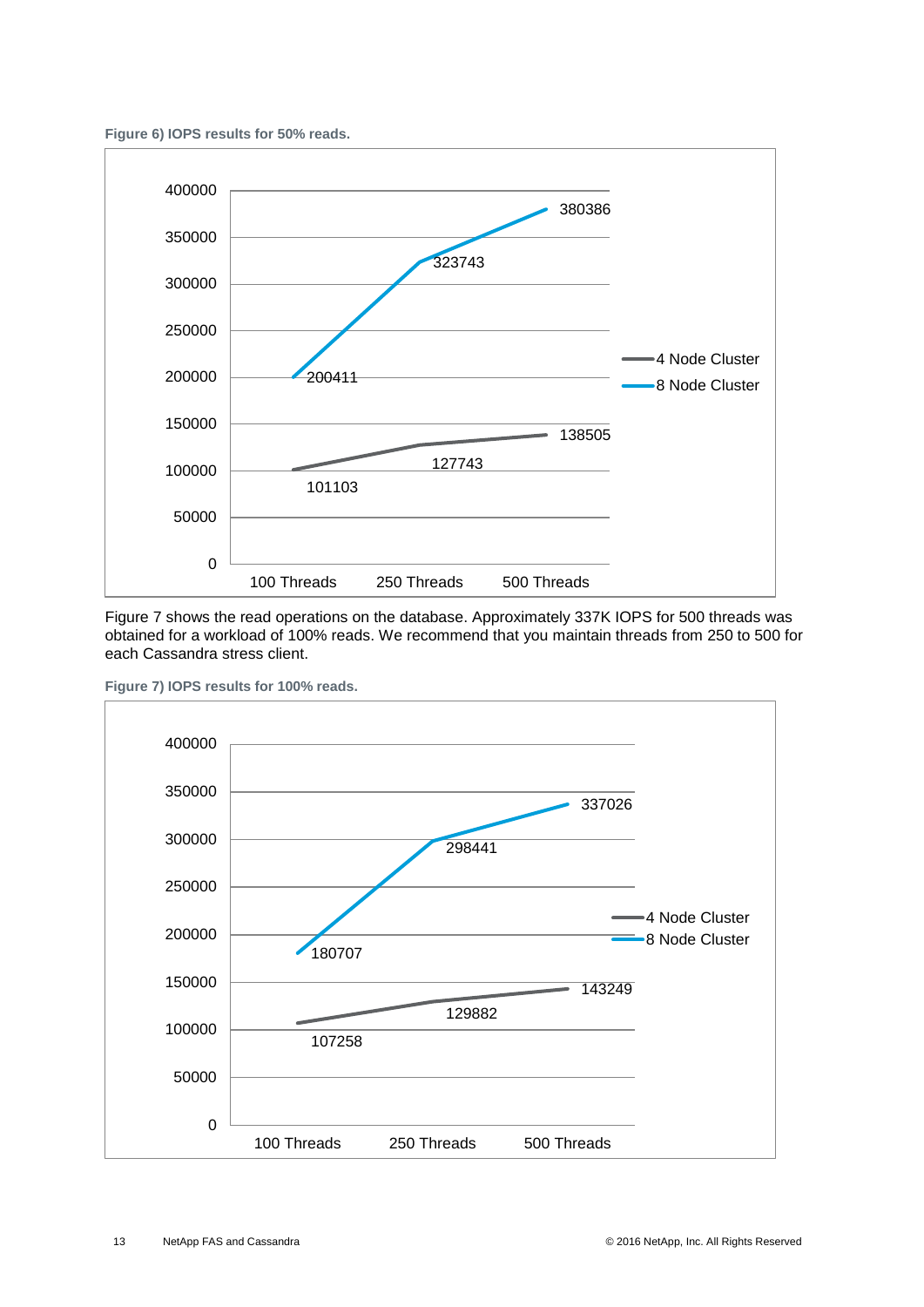**Figure 6) IOPS results for 50% reads.**

| | 100 Threads | 250 Threads | 500 Threads |
|---|---|---|---|
| 4 Node Cluster | 101103 | 127743 | 138505 |
| 8 Node Cluster | 200411 | 323743 | 380386 |

Figure 7 shows the read operations on the database. Approximately 337K IOPS for 500 threads was obtained for a workload of 100% reads. We recommend that you maintain threads from 250 to 500 for each Cassandra stress client.

**Figure 7) IOPS results for 100% reads.**

| | 100 Threads | 250 Threads | 500 Threads |
|---|---|---|---|
| 4 Node Cluster | 107258 | 129882 | 143249 |
| 8 Node Cluster | 180707 | 298441 | 337026 |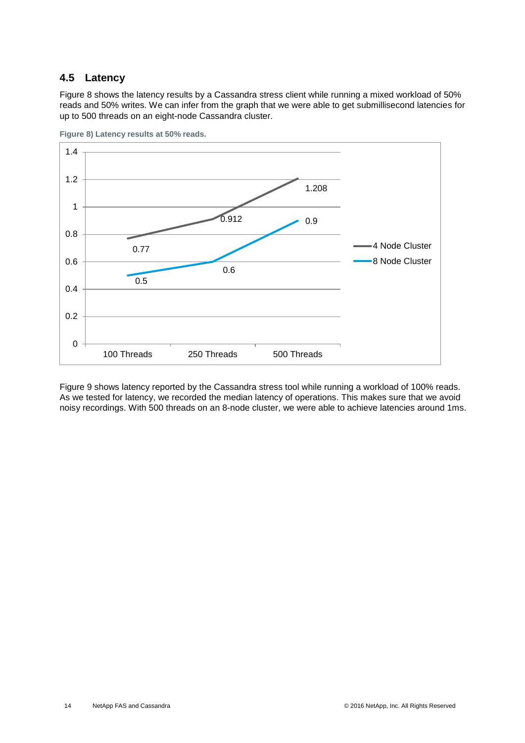## 4.5 Latency

Figure 8 shows the latency results by a Cassandra stress client while running a mixed workload of 50% reads and 50% writes. We can infer from the graph that we were able to get submillisecond latencies for up to 500 threads on an eight-node Cassandra cluster.

**Figure 8) Latency results at 50% reads.**

| | 100 Threads | 250 Threads | 500 Threads |
|---|---|---|---|
| 4 Node Cluster | 0.77 | 0.912 | 1.208 |
| 8 Node Cluster | 0.5 | 0.6 | 0.9 |

Figure 9 shows latency reported by the Cassandra stress tool while running a workload of 100% reads. As we tested for latency, we recorded the median latency of operations. This makes sure that we avoid noisy recordings. With 500 threads on an 8-node cluster, we were able to achieve latencies around 1ms.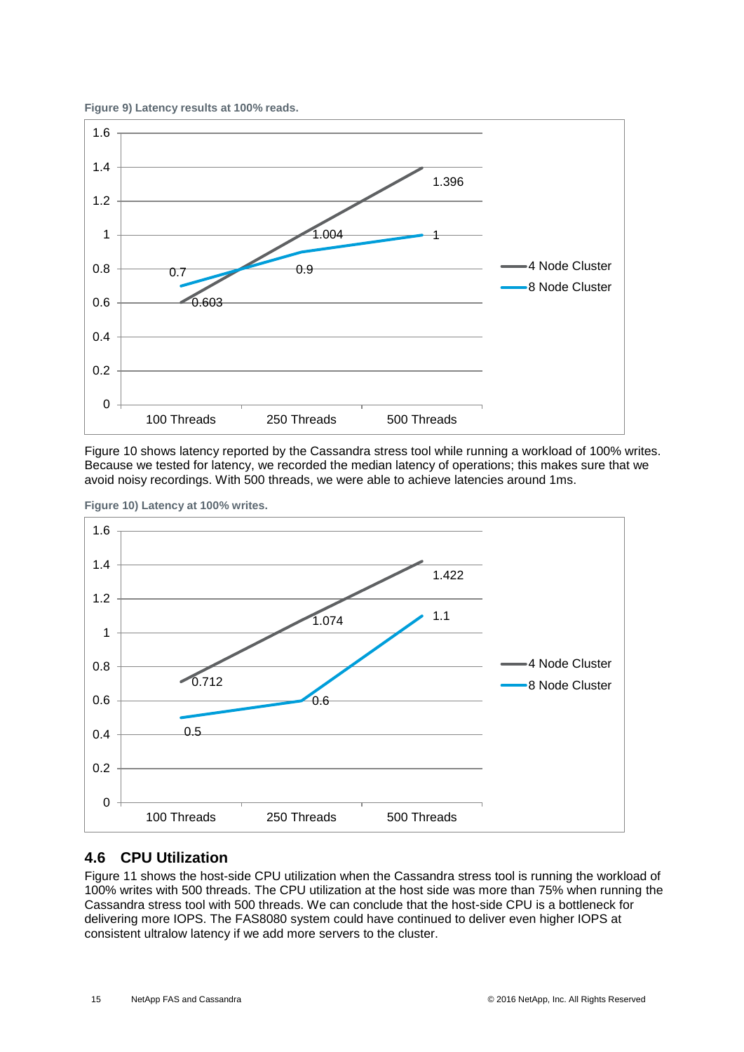**Figure 9) Latency results at 100% reads.**

| | 100 Threads | 250 Threads | 500 Threads |
|---|---|---|---|
| 4 Node Cluster | 0.603 | 1.004 | 1.396 |
| 8 Node Cluster | 0.7 | 0.9 | 1 |

Figure 10 shows latency reported by the Cassandra stress tool while running a workload of 100% writes. Because we tested for latency, we recorded the median latency of operations; this makes sure that we avoid noisy recordings. With 500 threads, we were able to achieve latencies around 1ms.

**Figure 10) Latency at 100% writes.**

| | 100 Threads | 250 Threads | 500 Threads |
|---|---|---|---|
| 4 Node Cluster | 0.712 | 1.074 | 1.422 |
| 8 Node Cluster | 0.5 | 0.6 | 1.1 |

## 4.6 CPU Utilization

Figure 11 shows the host-side CPU utilization when the Cassandra stress tool is running the workload of 100% writes with 500 threads. The CPU utilization at the host side was more than 75% when running the Cassandra stress tool with 500 threads. We can conclude that the host-side CPU is a bottleneck for delivering more IOPS. The FAS8080 system could have continued to deliver even higher IOPS at consistent ultralow latency if we add more servers to the cluster.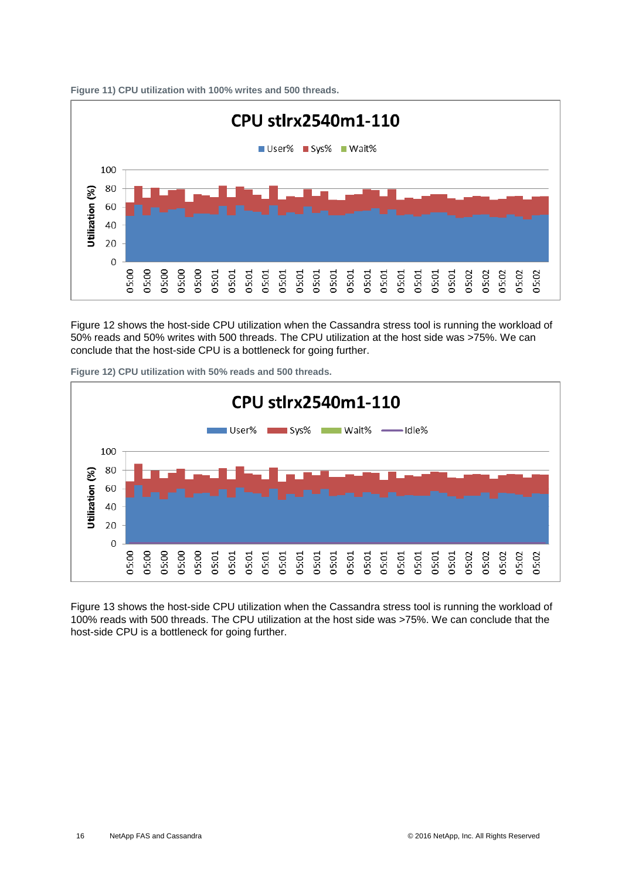**Figure 11) CPU utilization with 100% writes and 500 threads.**

Figure 12 shows the host-side CPU utilization when the Cassandra stress tool is running the workload of 50% reads and 50% writes with 500 threads. The CPU utilization at the host side was >75%. We can conclude that the host-side CPU is a bottleneck for going further.

**Figure 12) CPU utilization with 50% reads and 500 threads.**

Figure 13 shows the host-side CPU utilization when the Cassandra stress tool is running the workload of 100% reads with 500 threads. The CPU utilization at the host side was >75%. We can conclude that the host-side CPU is a bottleneck for going further.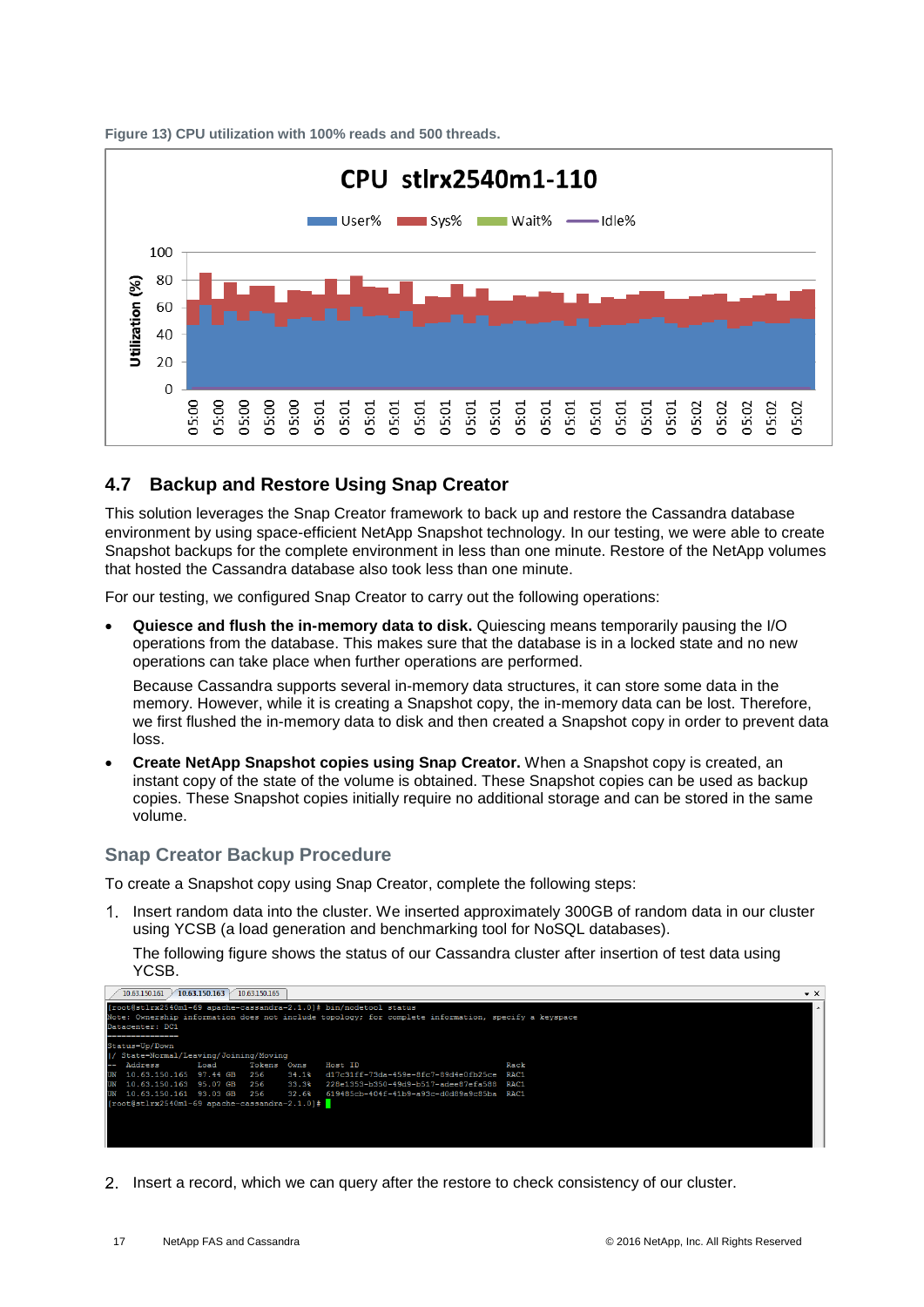**Figure 13) CPU utilization with 100% reads and 500 threads.**

## 4.7 Backup and Restore Using Snap Creator

This solution leverages the Snap Creator framework to back up and restore the Cassandra database environment by using space-efficient NetApp Snapshot technology. In our testing, we were able to create Snapshot backups for the complete environment in less than one minute. Restore of the NetApp volumes that hosted the Cassandra database also took less than one minute.

For our testing, we configured Snap Creator to carry out the following operations:

- **Quiesce and flush the in-memory data to disk.** Quiescing means temporarily pausing the I/O operations from the database. This makes sure that the database is in a locked state and no new operations can take place when further operations are performed.

  Because Cassandra supports several in-memory data structures, it can store some data in the memory. However, while it is creating a Snapshot copy, the in-memory data can be lost. Therefore, we first flushed the in-memory data to disk and then created a Snapshot copy in order to prevent data loss.

- **Create NetApp Snapshot copies using Snap Creator.** When a Snapshot copy is created, an instant copy of the state of the volume is obtained. These Snapshot copies can be used as backup copies. These Snapshot copies initially require no additional storage and can be stored in the same volume.

### Snap Creator Backup Procedure

To create a Snapshot copy using Snap Creator, complete the following steps:

1. Insert random data into the cluster. We inserted approximately 300GB of random data in our cluster using YCSB (a load generation and benchmarking tool for NoSQL databases).

   The following figure shows the status of our Cassandra cluster after insertion of test data using YCSB.

```
[root@stlrx2540m1-69 apache-cassandra-2.1.0]# bin/nodetool status
Note: Ownership information does not include topology; for complete information, specify a keyspace
Datacenter: DC1
===============
Status=Up/Down
|/ State=Normal/Leaving/Joining/Moving
--  Address        Load       Tokens  Owns    Host ID                               Rack
UN  10.63.150.165  97.44 GB   256     34.1%   d17c31ff-73da-459e-8fc7-89d4e0fb25ce  RAC1
UN  10.63.150.163  95.07 GB   256     33.3%   228e1353-b350-49d9-b517-adee87efa588  RAC1
UN  10.63.150.161  93.03 GB   256     32.6%   619485cb-404f-41b9-a93c-d0d89a9c85ba  RAC1
[root@stlrx2540m1-69 apache-cassandra-2.1.0]#
```

2. Insert a record, which we can query after the restore to check consistency of our cluster.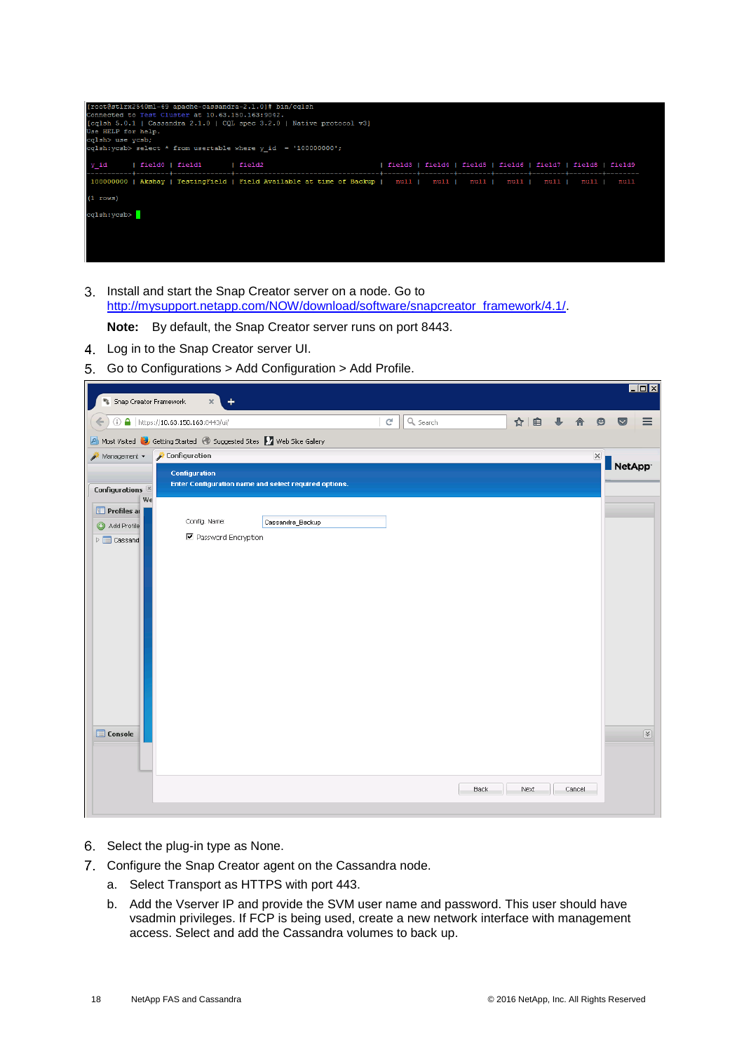3. Install and start the Snap Creator server on a node. Go to http://mysupport.netapp.com/NOW/download/software/snapcreator_framework/4.1/.

   **Note:** By default, the Snap Creator server runs on port 8443.

4. Log in to the Snap Creator server UI.
5. Go to Configurations > Add Configuration > Add Profile.
6. Select the plug-in type as None.
7. Configure the Snap Creator agent on the Cassandra node.
   a. Select Transport as HTTPS with port 443.
   b. Add the Vserver IP and provide the SVM user name and password. This user should have vsadmin privileges. If FCP is being used, create a new network interface with management access. Select and add the Cassandra volumes to back up.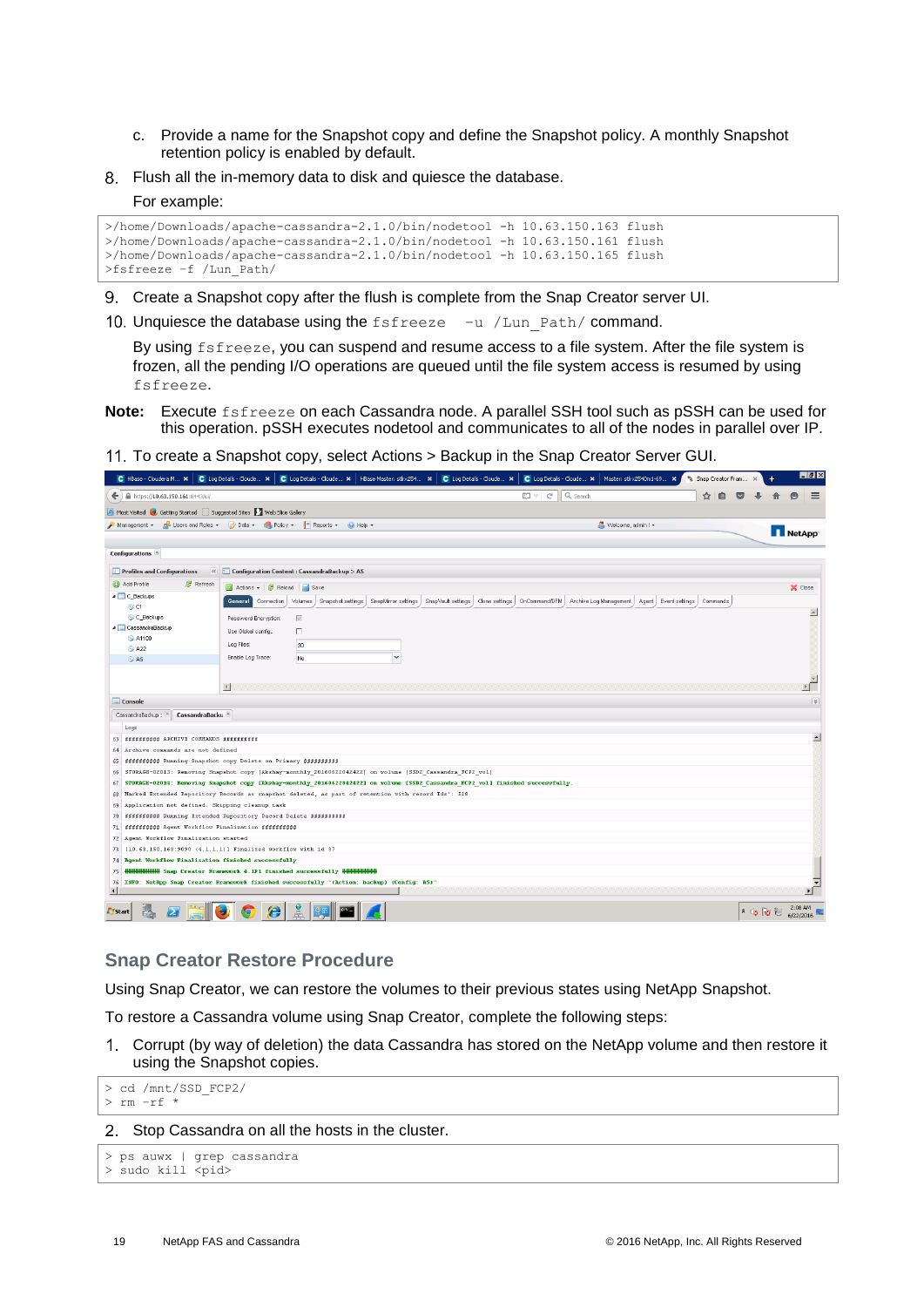c. Provide a name for the Snapshot copy and define the Snapshot policy. A monthly Snapshot retention policy is enabled by default.

8. Flush all the in-memory data to disk and quiesce the database.

   For example:

```
>/home/Downloads/apache-cassandra-2.1.0/bin/nodetool -h 10.63.150.163 flush
>/home/Downloads/apache-cassandra-2.1.0/bin/nodetool -h 10.63.150.161 flush
>/home/Downloads/apache-cassandra-2.1.0/bin/nodetool -h 10.63.150.165 flush
>fsfreeze -f /Lun_Path/
```

9. Create a Snapshot copy after the flush is complete from the Snap Creator server UI.

10. Unquiesce the database using the `fsfreeze -u /Lun_Path/` command.

    By using `fsfreeze`, you can suspend and resume access to a file system. After the file system is frozen, all the pending I/O operations are queued until the file system access is resumed by using `fsfreeze`.

**Note:** Execute `fsfreeze` on each Cassandra node. A parallel SSH tool such as pSSH can be used for this operation. pSSH executes nodetool and communicates to all of the nodes in parallel over IP.

11. To create a Snapshot copy, select Actions > Backup in the Snap Creator Server GUI.

## Snap Creator Restore Procedure

Using Snap Creator, we can restore the volumes to their previous states using NetApp Snapshot.

To restore a Cassandra volume using Snap Creator, complete the following steps:

1. Corrupt (by way of deletion) the data Cassandra has stored on the NetApp volume and then restore it using the Snapshot copies.

```
> cd /mnt/SSD_FCP2/
> rm -rf *
```

2. Stop Cassandra on all the hosts in the cluster.

```
> ps auwx | grep cassandra
> sudo kill <pid>
```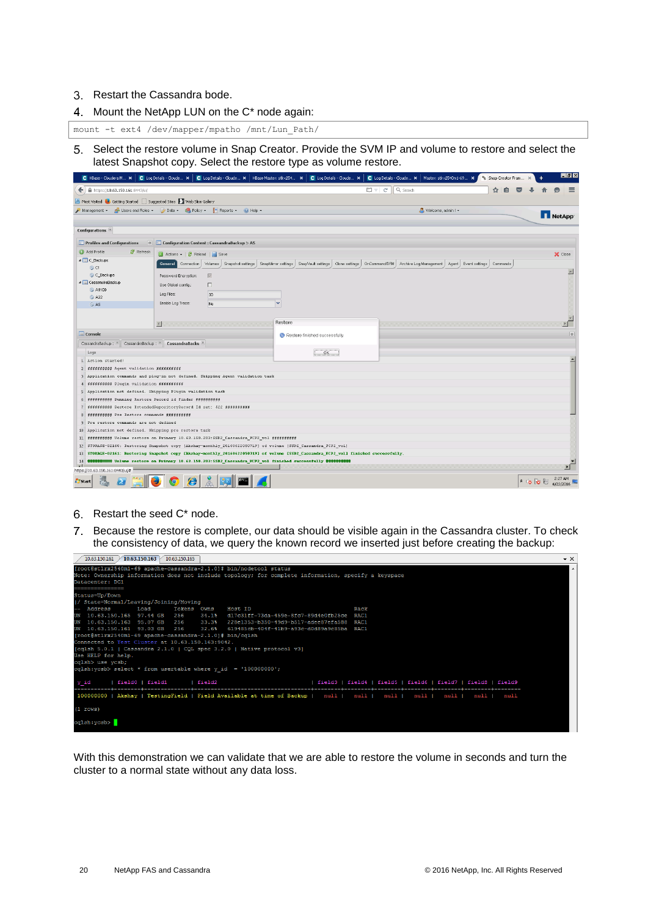3. Restart the Cassandra bode.
4. Mount the NetApp LUN on the C* node again:

```
mount -t ext4 /dev/mapper/mpatho /mnt/Lun_Path/
```

5. Select the restore volume in Snap Creator. Provide the SVM IP and volume to restore and select the latest Snapshot copy. Select the restore type as volume restore.

6. Restart the seed C* node.
7. Because the restore is complete, our data should be visible again in the Cassandra cluster. To check the consistency of data, we query the known record we inserted just before creating the backup:

With this demonstration we can validate that we are able to restore the volume in seconds and turn the cluster to a normal state without any data loss.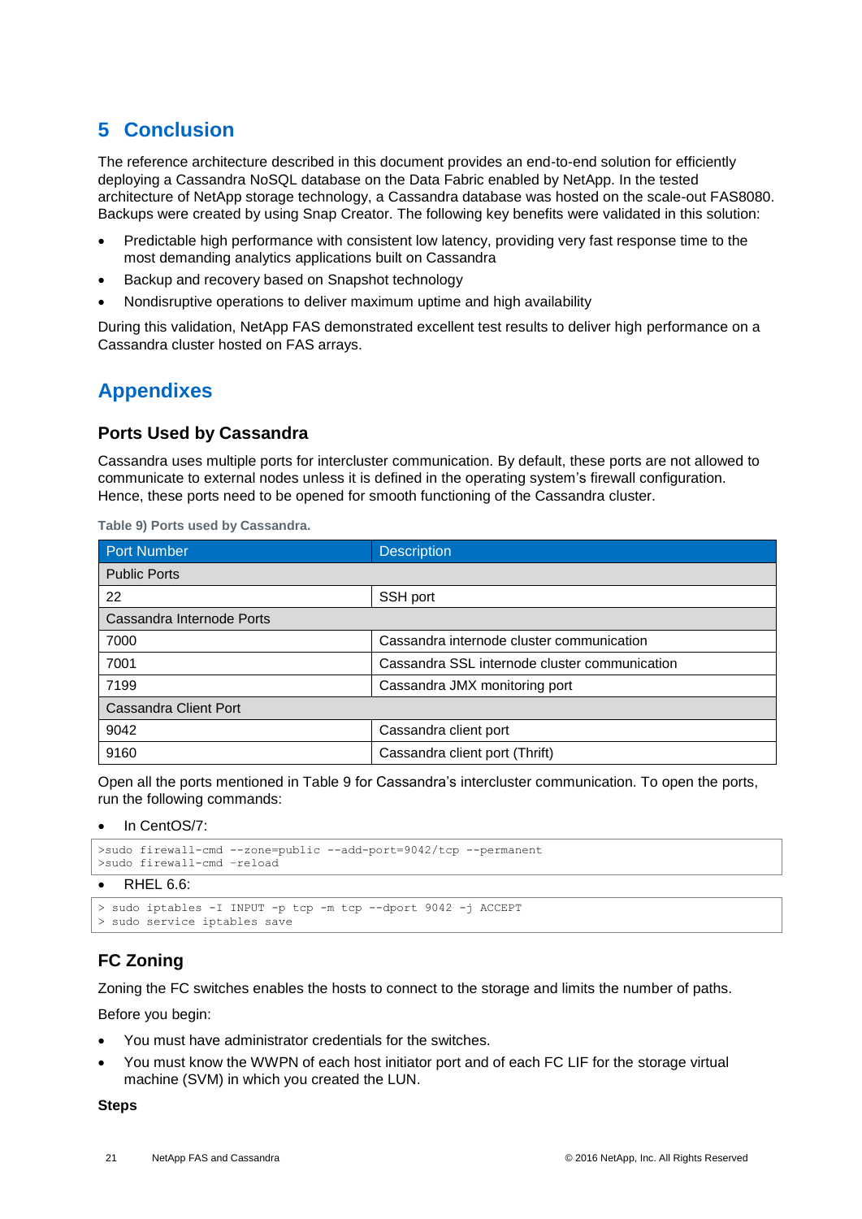# 5 Conclusion

The reference architecture described in this document provides an end-to-end solution for efficiently deploying a Cassandra NoSQL database on the Data Fabric enabled by NetApp. In the tested architecture of NetApp storage technology, a Cassandra database was hosted on the scale-out FAS8080. Backups were created by using Snap Creator. The following key benefits were validated in this solution:

- Predictable high performance with consistent low latency, providing very fast response time to the most demanding analytics applications built on Cassandra
- Backup and recovery based on Snapshot technology
- Nondisruptive operations to deliver maximum uptime and high availability

During this validation, NetApp FAS demonstrated excellent test results to deliver high performance on a Cassandra cluster hosted on FAS arrays.

# Appendixes

## Ports Used by Cassandra

Cassandra uses multiple ports for intercluster communication. By default, these ports are not allowed to communicate to external nodes unless it is defined in the operating system's firewall configuration. Hence, these ports need to be opened for smooth functioning of the Cassandra cluster.

**Table 9) Ports used by Cassandra.**

| Port Number | Description |
|---|---|
| Public Ports | |
| 22 | SSH port |
| Cassandra Internode Ports | |
| 7000 | Cassandra internode cluster communication |
| 7001 | Cassandra SSL internode cluster communication |
| 7199 | Cassandra JMX monitoring port |
| Cassandra Client Port | |
| 9042 | Cassandra client port |
| 9160 | Cassandra client port (Thrift) |

Open all the ports mentioned in Table 9 for Cassandra's intercluster communication. To open the ports, run the following commands:

- In CentOS/7:

```
>sudo firewall-cmd --zone=public --add-port=9042/tcp --permanent
>sudo firewall-cmd –reload
```

- RHEL 6.6:

```
> sudo iptables -I INPUT -p tcp -m tcp --dport 9042 -j ACCEPT
> sudo service iptables save
```

## FC Zoning

Zoning the FC switches enables the hosts to connect to the storage and limits the number of paths.

Before you begin:

- You must have administrator credentials for the switches.
- You must know the WWPN of each host initiator port and of each FC LIF for the storage virtual machine (SVM) in which you created the LUN.

**Steps**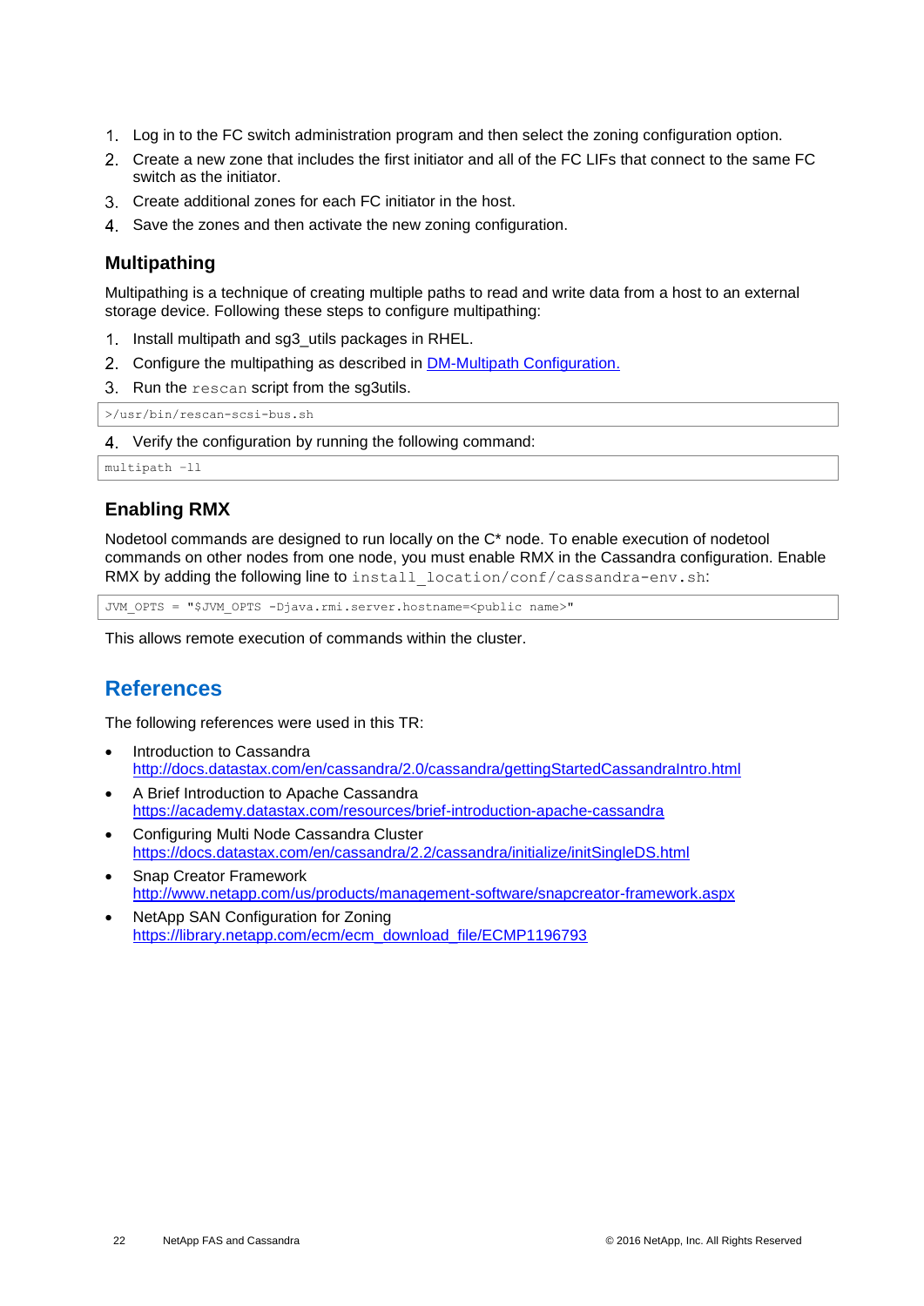1. Log in to the FC switch administration program and then select the zoning configuration option.
2. Create a new zone that includes the first initiator and all of the FC LIFs that connect to the same FC switch as the initiator.
3. Create additional zones for each FC initiator in the host.
4. Save the zones and then activate the new zoning configuration.

### Multipathing

Multipathing is a technique of creating multiple paths to read and write data from a host to an external storage device. Following these steps to configure multipathing:

1. Install multipath and sg3_utils packages in RHEL.
2. Configure the multipathing as described in [DM-Multipath Configuration.](DM-Multipath Configuration.)
3. Run the `rescan` script from the sg3utils.

```
>/usr/bin/rescan-scsi-bus.sh
```

4. Verify the configuration by running the following command:

```
multipath -ll
```

### Enabling RMX

Nodetool commands are designed to run locally on the C* node. To enable execution of nodetool commands on other nodes from one node, you must enable RMX in the Cassandra configuration. Enable RMX by adding the following line to `install_location/conf/cassandra-env.sh`:

```
JVM_OPTS = "$JVM_OPTS -Djava.rmi.server.hostname=<public name>"
```

This allows remote execution of commands within the cluster.

## References

The following references were used in this TR:

- Introduction to Cassandra
  http://docs.datastax.com/en/cassandra/2.0/cassandra/gettingStartedCassandraIntro.html
- A Brief Introduction to Apache Cassandra
  https://academy.datastax.com/resources/brief-introduction-apache-cassandra
- Configuring Multi Node Cassandra Cluster
  https://docs.datastax.com/en/cassandra/2.2/cassandra/initialize/initSingleDS.html
- Snap Creator Framework
  http://www.netapp.com/us/products/management-software/snapcreator-framework.aspx
- NetApp SAN Configuration for Zoning
  https://library.netapp.com/ecm/ecm_download_file/ECMP1196793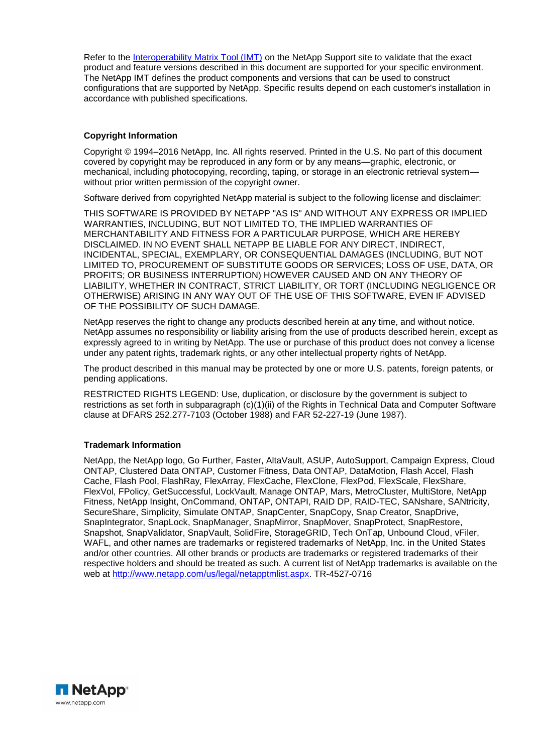Refer to the [Interoperability Matrix Tool (IMT)](http://mysupport.netapp.com/matrix) on the NetApp Support site to validate that the exact product and feature versions described in this document are supported for your specific environment. The NetApp IMT defines the product components and versions that can be used to construct configurations that are supported by NetApp. Specific results depend on each customer's installation in accordance with published specifications.

**Copyright Information**

Copyright © 1994–2016 NetApp, Inc. All rights reserved. Printed in the U.S. No part of this document covered by copyright may be reproduced in any form or by any means—graphic, electronic, or mechanical, including photocopying, recording, taping, or storage in an electronic retrieval system—without prior written permission of the copyright owner.

Software derived from copyrighted NetApp material is subject to the following license and disclaimer:

THIS SOFTWARE IS PROVIDED BY NETAPP "AS IS" AND WITHOUT ANY EXPRESS OR IMPLIED WARRANTIES, INCLUDING, BUT NOT LIMITED TO, THE IMPLIED WARRANTIES OF MERCHANTABILITY AND FITNESS FOR A PARTICULAR PURPOSE, WHICH ARE HEREBY DISCLAIMED. IN NO EVENT SHALL NETAPP BE LIABLE FOR ANY DIRECT, INDIRECT, INCIDENTAL, SPECIAL, EXEMPLARY, OR CONSEQUENTIAL DAMAGES (INCLUDING, BUT NOT LIMITED TO, PROCUREMENT OF SUBSTITUTE GOODS OR SERVICES; LOSS OF USE, DATA, OR PROFITS; OR BUSINESS INTERRUPTION) HOWEVER CAUSED AND ON ANY THEORY OF LIABILITY, WHETHER IN CONTRACT, STRICT LIABILITY, OR TORT (INCLUDING NEGLIGENCE OR OTHERWISE) ARISING IN ANY WAY OUT OF THE USE OF THIS SOFTWARE, EVEN IF ADVISED OF THE POSSIBILITY OF SUCH DAMAGE.

NetApp reserves the right to change any products described herein at any time, and without notice. NetApp assumes no responsibility or liability arising from the use of products described herein, except as expressly agreed to in writing by NetApp. The use or purchase of this product does not convey a license under any patent rights, trademark rights, or any other intellectual property rights of NetApp.

The product described in this manual may be protected by one or more U.S. patents, foreign patents, or pending applications.

RESTRICTED RIGHTS LEGEND: Use, duplication, or disclosure by the government is subject to restrictions as set forth in subparagraph (c)(1)(ii) of the Rights in Technical Data and Computer Software clause at DFARS 252.277-7103 (October 1988) and FAR 52-227-19 (June 1987).

**Trademark Information**

NetApp, the NetApp logo, Go Further, Faster, AltaVault, ASUP, AutoSupport, Campaign Express, Cloud ONTAP, Clustered Data ONTAP, Customer Fitness, Data ONTAP, DataMotion, Flash Accel, Flash Cache, Flash Pool, FlashRay, FlexArray, FlexCache, FlexClone, FlexPod, FlexScale, FlexShare, FlexVol, FPolicy, GetSuccessful, LockVault, Manage ONTAP, Mars, MetroCluster, MultiStore, NetApp Fitness, NetApp Insight, OnCommand, ONTAP, ONTAPI, RAID DP, RAID-TEC, SANshare, SANtricity, SecureShare, Simplicity, Simulate ONTAP, SnapCenter, SnapCopy, Snap Creator, SnapDrive, SnapIntegrator, SnapLock, SnapManager, SnapMirror, SnapMover, SnapProtect, SnapRestore, Snapshot, SnapValidator, SnapVault, SolidFire, StorageGRID, Tech OnTap, Unbound Cloud, vFiler, WAFL, and other names are trademarks or registered trademarks of NetApp, Inc. in the United States and/or other countries. All other brands or products are trademarks or registered trademarks of their respective holders and should be treated as such. A current list of NetApp trademarks is available on the web at [http://www.netapp.com/us/legal/netapptmlist.aspx](http://www.netapp.com/us/legal/netapptmlist.aspx). TR-4527-0716

NetApp®
www.netapp.com